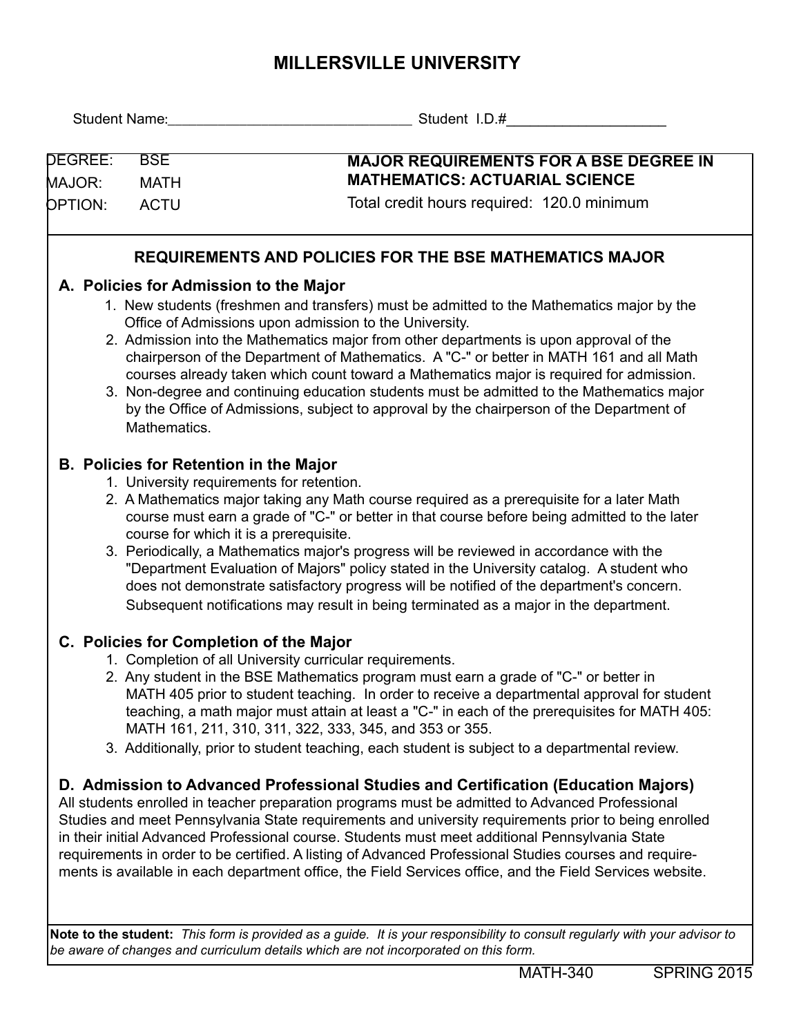# MILLERSVILLE UNIVERSITY

Student Name:_______________________________ Student I.D.#___________________

| | | |
|---|---|---|
| DEGREE: | BSE | **MAJOR REQUIREMENTS FOR A BSE DEGREE IN MATHEMATICS: ACTUARIAL SCIENCE** |
| MAJOR: | MATH | |
| OPTION: | ACTU | Total credit hours required: 120.0 minimum |

## REQUIREMENTS AND POLICIES FOR THE BSE MATHEMATICS MAJOR

### A. Policies for Admission to the Major

1. New students (freshmen and transfers) must be admitted to the Mathematics major by the Office of Admissions upon admission to the University.
2. Admission into the Mathematics major from other departments is upon approval of the chairperson of the Department of Mathematics. A "C-" or better in MATH 161 and all Math courses already taken which count toward a Mathematics major is required for admission.
3. Non-degree and continuing education students must be admitted to the Mathematics major by the Office of Admissions, subject to approval by the chairperson of the Department of Mathematics.

### B. Policies for Retention in the Major

1. University requirements for retention.
2. A Mathematics major taking any Math course required as a prerequisite for a later Math course must earn a grade of "C-" or better in that course before being admitted to the later course for which it is a prerequisite.
3. Periodically, a Mathematics major's progress will be reviewed in accordance with the "Department Evaluation of Majors" policy stated in the University catalog. A student who does not demonstrate satisfactory progress will be notified of the department's concern. Subsequent notifications may result in being terminated as a major in the department.

### C. Policies for Completion of the Major

1. Completion of all University curricular requirements.
2. Any student in the BSE Mathematics program must earn a grade of "C-" or better in MATH 405 prior to student teaching. In order to receive a departmental approval for student teaching, a math major must attain at least a "C-" in each of the prerequisites for MATH 405: MATH 161, 211, 310, 311, 322, 333, 345, and 353 or 355.
3. Additionally, prior to student teaching, each student is subject to a departmental review.

### D. Admission to Advanced Professional Studies and Certification (Education Majors)

All students enrolled in teacher preparation programs must be admitted to Advanced Professional Studies and meet Pennsylvania State requirements and university requirements prior to being enrolled in their initial Advanced Professional course. Students must meet additional Pennsylvania State requirements in order to be certified. A listing of Advanced Professional Studies courses and requirements is available in each department office, the Field Services office, and the Field Services website.

**Note to the student:** *This form is provided as a guide. It is your responsibility to consult regularly with your advisor to be aware of changes and curriculum details which are not incorporated on this form.*

MATH-340 SPRING 2015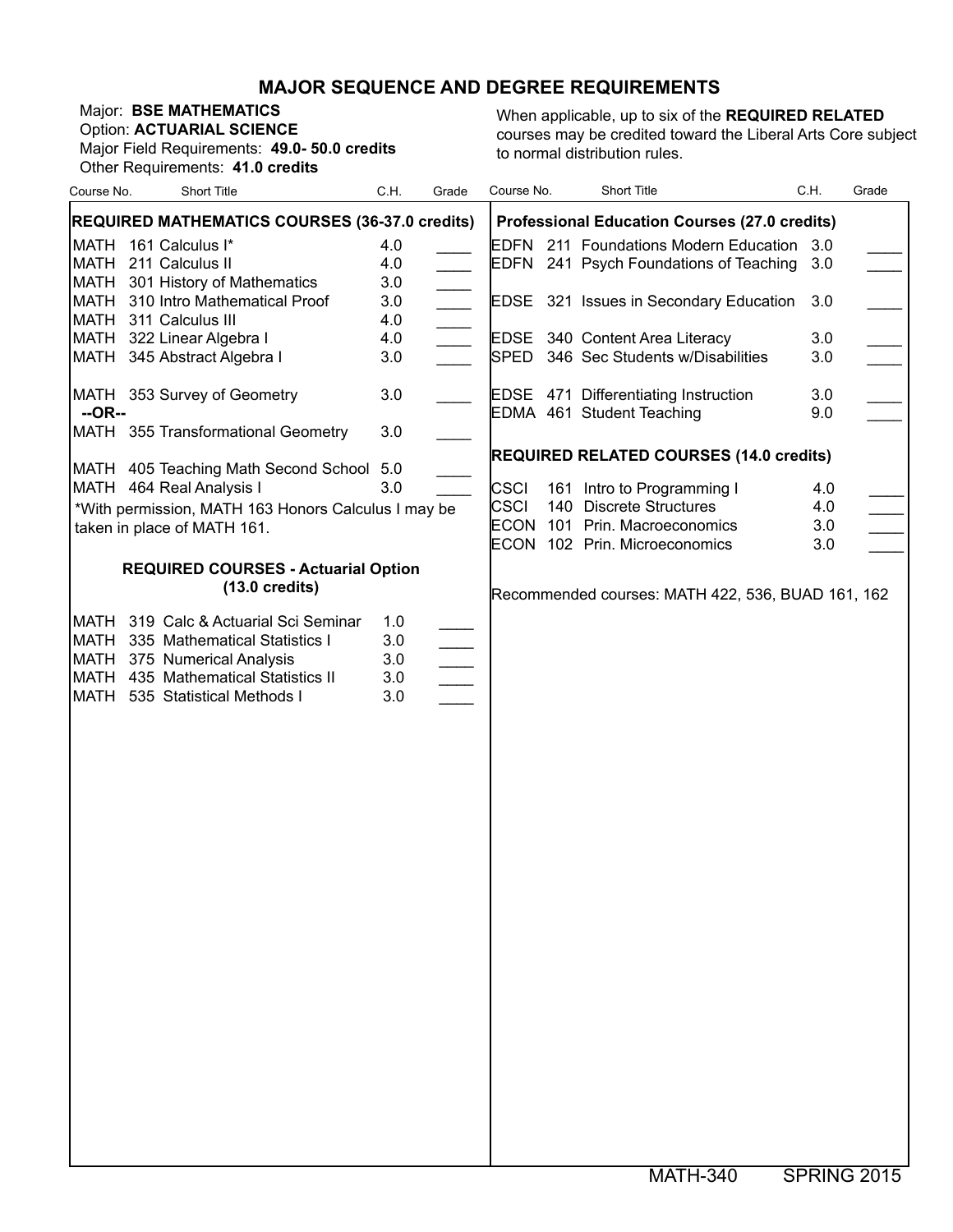# MAJOR SEQUENCE AND DEGREE REQUIREMENTS

Major: **BSE MATHEMATICS**
Option: **ACTUARIAL SCIENCE**
Major Field Requirements: **49.0- 50.0 credits**
Other Requirements: **41.0 credits**

When applicable, up to six of the **REQUIRED RELATED** courses may be credited toward the Liberal Arts Core subject to normal distribution rules.

### REQUIRED MATHEMATICS COURSES (36-37.0 credits)

| Course No. | Short Title | C.H. | Grade |
|---|---|---|---|
| MATH 161 | Calculus I* | 4.0 | ____ |
| MATH 211 | Calculus II | 4.0 | ____ |
| MATH 301 | History of Mathematics | 3.0 | ____ |
| MATH 310 | Intro Mathematical Proof | 3.0 | ____ |
| MATH 311 | Calculus III | 4.0 | ____ |
| MATH 322 | Linear Algebra I | 4.0 | ____ |
| MATH 345 | Abstract Algebra I | 3.0 | ____ |
| MATH 353 | Survey of Geometry | 3.0 | ____ |
| --OR-- | | | |
| MATH 355 | Transformational Geometry | 3.0 | ____ |
| MATH 405 | Teaching Math Second School | 5.0 | ____ |
| MATH 464 | Real Analysis I | 3.0 | ____ |

*With permission, MATH 163 Honors Calculus I may be taken in place of MATH 161.

### REQUIRED COURSES - Actuarial Option (13.0 credits)

| Course No. | Short Title | C.H. | Grade |
|---|---|---|---|
| MATH 319 | Calc & Actuarial Sci Seminar | 1.0 | ____ |
| MATH 335 | Mathematical Statistics I | 3.0 | ____ |
| MATH 375 | Numerical Analysis | 3.0 | ____ |
| MATH 435 | Mathematical Statistics II | 3.0 | ____ |
| MATH 535 | Statistical Methods I | 3.0 | ____ |

### Professional Education Courses (27.0 credits)

| Course No. | Short Title | C.H. | Grade |
|---|---|---|---|
| EDFN 211 | Foundations Modern Education | 3.0 | ____ |
| EDFN 241 | Psych Foundations of Teaching | 3.0 | ____ |
| EDSE 321 | Issues in Secondary Education | 3.0 | ____ |
| EDSE 340 | Content Area Literacy | 3.0 | ____ |
| SPED 346 | Sec Students w/Disabilities | 3.0 | ____ |
| EDSE 471 | Differentiating Instruction | 3.0 | ____ |
| EDMA 461 | Student Teaching | 9.0 | ____ |

### REQUIRED RELATED COURSES (14.0 credits)

| Course No. | Short Title | C.H. | Grade |
|---|---|---|---|
| CSCI 161 | Intro to Programming I | 4.0 | ____ |
| CSCI 140 | Discrete Structures | 4.0 | ____ |
| ECON 101 | Prin. Macroeconomics | 3.0 | ____ |
| ECON 102 | Prin. Microeconomics | 3.0 | ____ |

Recommended courses: MATH 422, 536, BUAD 161, 162

MATH-340 SPRING 2015